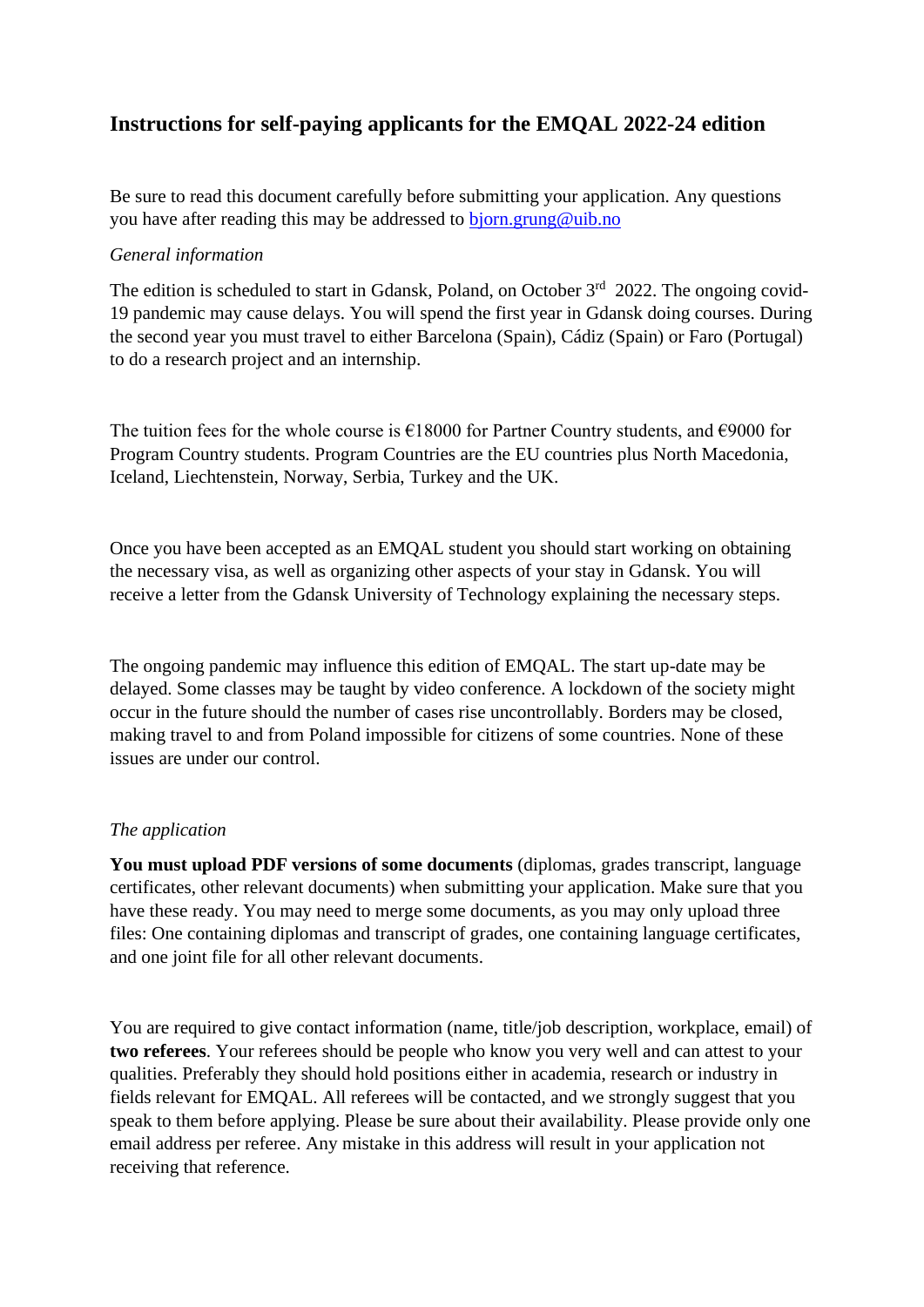# Instructions for self-paying applicants for the EMQAL 2022-24 edition

Be sure to read this document carefully before submitting your application. Any questions you have after reading this may be addressed to [bjorn.grung@uib.no](mailto:bjorn.grung@uib.no)

*General information*

The edition is scheduled to start in Gdansk, Poland, on October 3rd 2022. The ongoing covid-19 pandemic may cause delays. You will spend the first year in Gdansk doing courses. During the second year you must travel to either Barcelona (Spain), Cádiz (Spain) or Faro (Portugal) to do a research project and an internship.

The tuition fees for the whole course is €18000 for Partner Country students, and €9000 for Program Country students. Program Countries are the EU countries plus North Macedonia, Iceland, Liechtenstein, Norway, Serbia, Turkey and the UK.

Once you have been accepted as an EMQAL student you should start working on obtaining the necessary visa, as well as organizing other aspects of your stay in Gdansk. You will receive a letter from the Gdansk University of Technology explaining the necessary steps.

The ongoing pandemic may influence this edition of EMQAL. The start up-date may be delayed. Some classes may be taught by video conference. A lockdown of the society might occur in the future should the number of cases rise uncontrollably. Borders may be closed, making travel to and from Poland impossible for citizens of some countries. None of these issues are under our control.

*The application*

**You must upload PDF versions of some documents** (diplomas, grades transcript, language certificates, other relevant documents) when submitting your application. Make sure that you have these ready. You may need to merge some documents, as you may only upload three files: One containing diplomas and transcript of grades, one containing language certificates, and one joint file for all other relevant documents.

You are required to give contact information (name, title/job description, workplace, email) of **two referees**. Your referees should be people who know you very well and can attest to your qualities. Preferably they should hold positions either in academia, research or industry in fields relevant for EMQAL. All referees will be contacted, and we strongly suggest that you speak to them before applying. Please be sure about their availability. Please provide only one email address per referee. Any mistake in this address will result in your application not receiving that reference.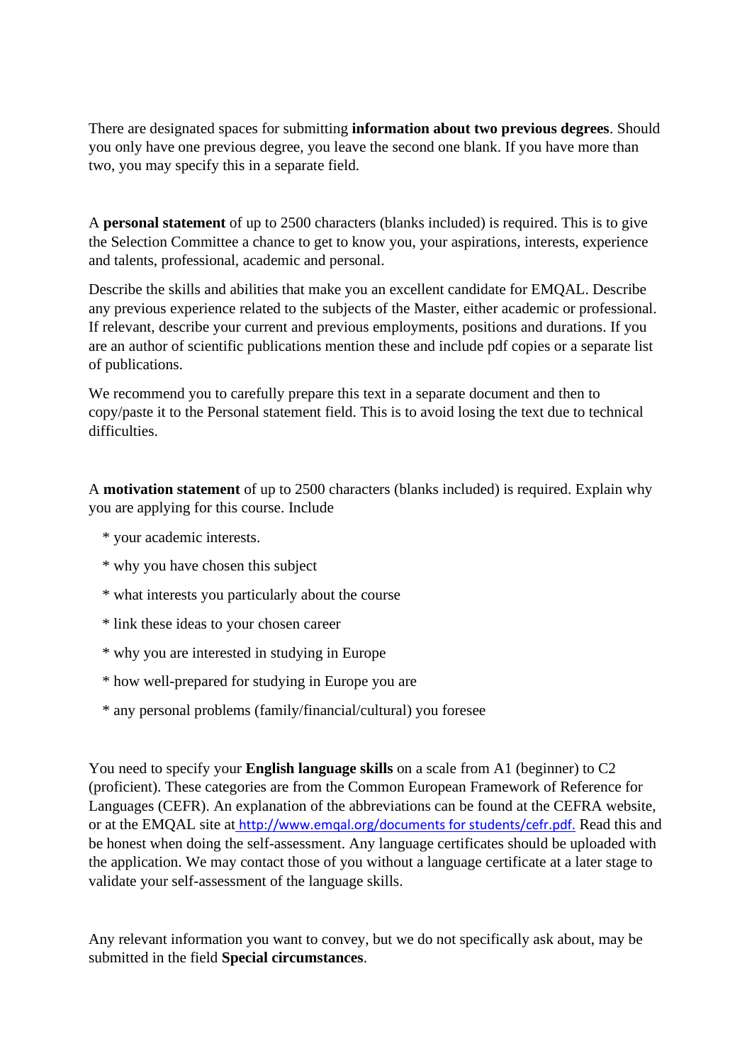There are designated spaces for submitting **information about two previous degrees**. Should you only have one previous degree, you leave the second one blank. If you have more than two, you may specify this in a separate field.

A **personal statement** of up to 2500 characters (blanks included) is required. This is to give the Selection Committee a chance to get to know you, your aspirations, interests, experience and talents, professional, academic and personal.

Describe the skills and abilities that make you an excellent candidate for EMQAL. Describe any previous experience related to the subjects of the Master, either academic or professional. If relevant, describe your current and previous employments, positions and durations. If you are an author of scientific publications mention these and include pdf copies or a separate list of publications.

We recommend you to carefully prepare this text in a separate document and then to copy/paste it to the Personal statement field. This is to avoid losing the text due to technical difficulties.

A **motivation statement** of up to 2500 characters (blanks included) is required. Explain why you are applying for this course. Include

* your academic interests.
* why you have chosen this subject
* what interests you particularly about the course
* link these ideas to your chosen career
* why you are interested in studying in Europe
* how well-prepared for studying in Europe you are
* any personal problems (family/financial/cultural) you foresee

You need to specify your **English language skills** on a scale from A1 (beginner) to C2 (proficient). These categories are from the Common European Framework of Reference for Languages (CEFR). An explanation of the abbreviations can be found at the CEFRA website, or at the EMQAL site at http://www.emqal.org/documents for students/cefr.pdf. Read this and be honest when doing the self-assessment. Any language certificates should be uploaded with the application. We may contact those of you without a language certificate at a later stage to validate your self-assessment of the language skills.

Any relevant information you want to convey, but we do not specifically ask about, may be submitted in the field **Special circumstances**.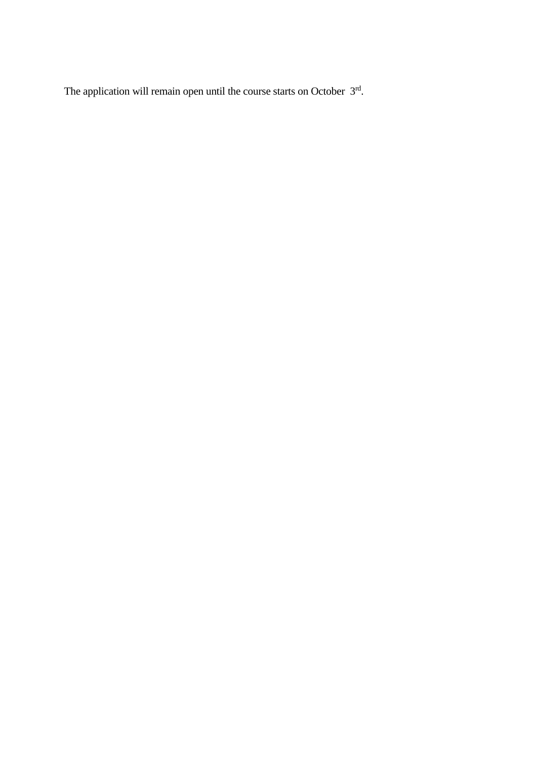The application will remain open until the course starts on October 3rd.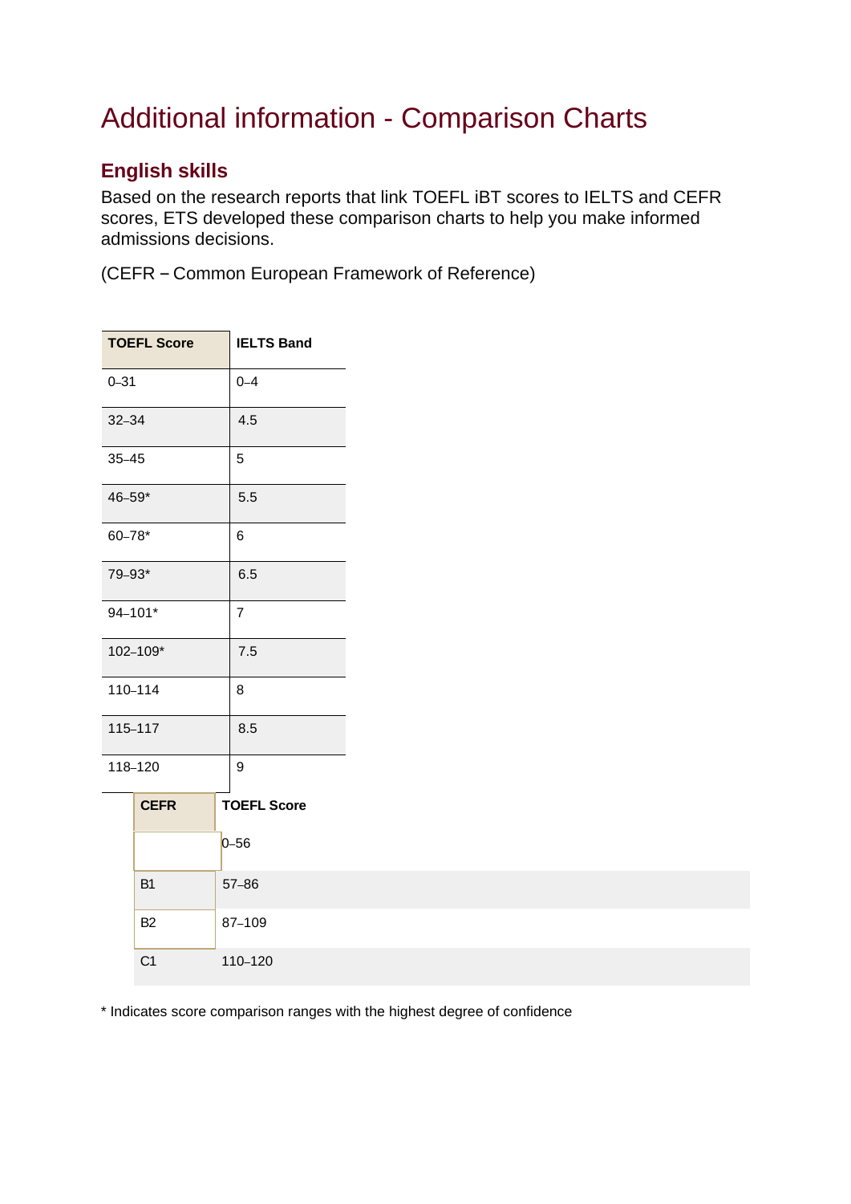# Additional information - Comparison Charts

## English skills

Based on the research reports that link TOEFL iBT scores to IELTS and CEFR scores, ETS developed these comparison charts to help you make informed admissions decisions.

(CEFR – Common European Framework of Reference)

| TOEFL Score | IELTS Band |
| --- | --- |
| 0–31 | 0–4 |
| 32–34 | 4.5 |
| 35–45 | 5 |
| 46–59* | 5.5 |
| 60–78* | 6 |
| 79–93* | 6.5 |
| 94–101* | 7 |
| 102–109* | 7.5 |
| 110–114 | 8 |
| 115–117 | 8.5 |
| 118–120 | 9 |

| CEFR | TOEFL Score |
| --- | --- |
| | 0–56 |
| B1 | 57–86 |
| B2 | 87–109 |
| C1 | 110–120 |

* Indicates score comparison ranges with the highest degree of confidence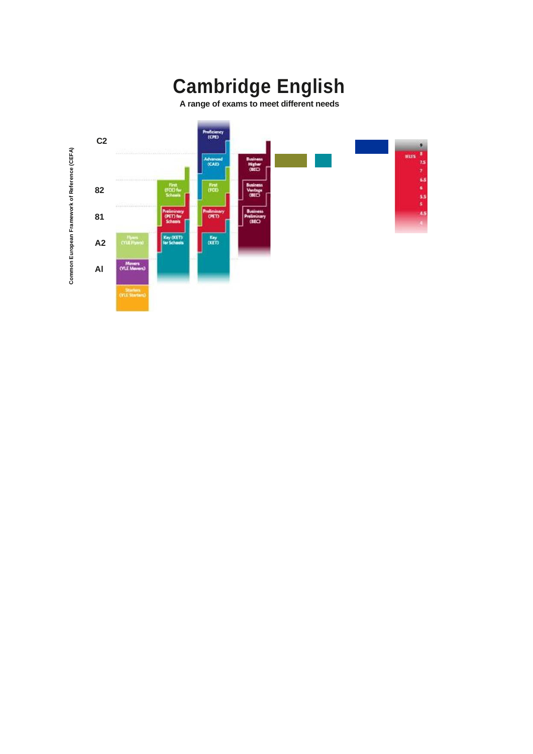# Cambridge English

**A range of exams to meet different needs**

Common European Framework of Reference (CEFA)

C2

82

81

A2

AI

Proficiency (CPE)

Advanced (CAE)

First (FCE) for Schools

First (FCE)

Business Higher (BEC)

Business Vantage (BEC)

Preliminary (PET) for Schools

Preliminary (PET)

Business Preliminary (BEC)

Flyers (YLE Flyers)

Key (KET) for Schools

Key (KET)

Movers (YLE Movers)

Starters (YLE Starters)

IELTS

9

8

7.5

7

6.5

6

5.5

5

4.5

4